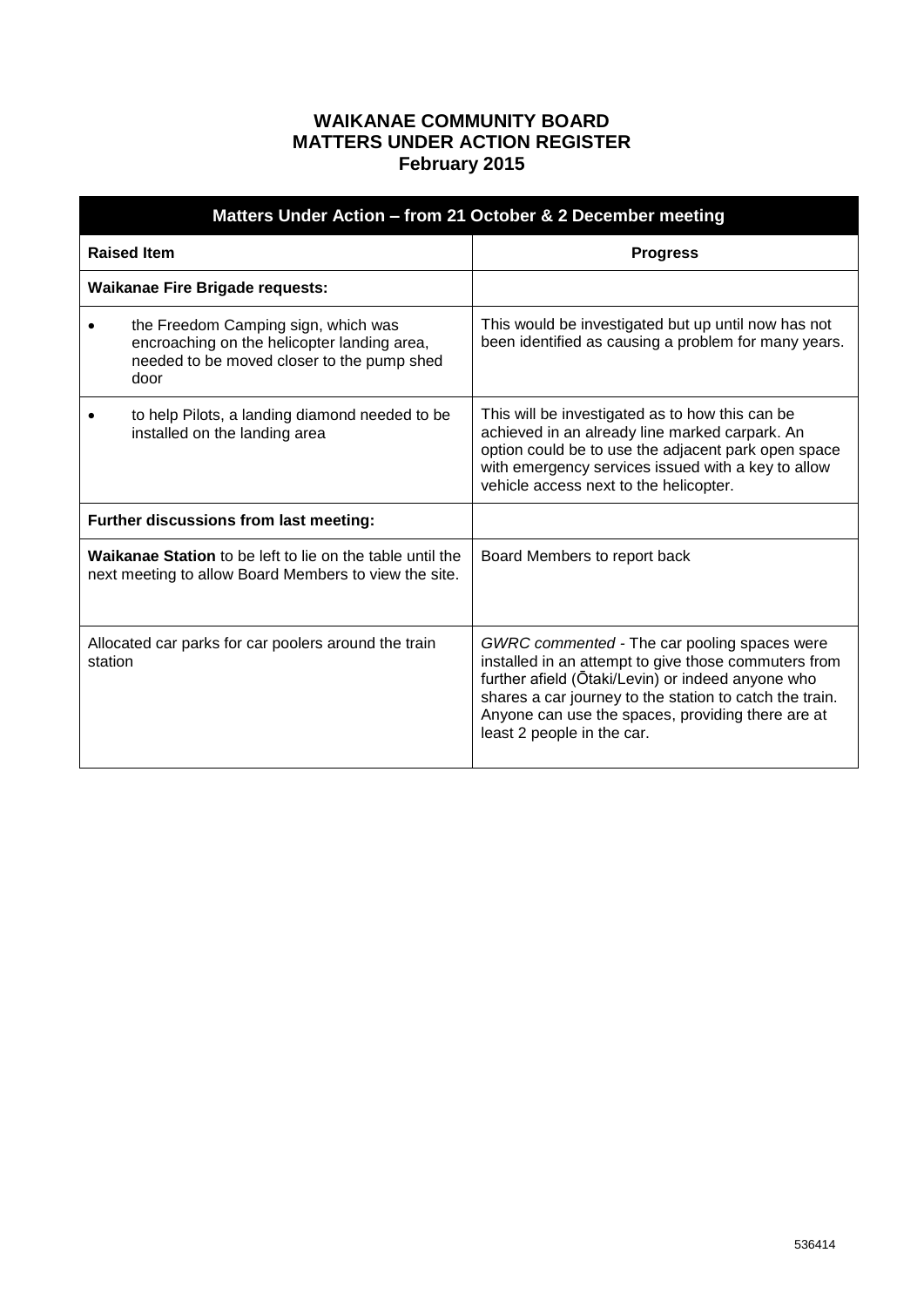# WAIKANAE COMMUNITY BOARD
# MATTERS UNDER ACTION REGISTER
# February 2015

| Matters Under Action – from 21 October & 2 December meeting | |
|---|---|
| **Raised Item** | **Progress** |
| **Waikanae Fire Brigade requests:** | |
| • the Freedom Camping sign, which was encroaching on the helicopter landing area, needed to be moved closer to the pump shed door | This would be investigated but up until now has not been identified as causing a problem for many years. |
| • to help Pilots, a landing diamond needed to be installed on the landing area | This will be investigated as to how this can be achieved in an already line marked carpark. An option could be to use the adjacent park open space with emergency services issued with a key to allow vehicle access next to the helicopter. |
| **Further discussions from last meeting:** | |
| **Waikanae Station** to be left to lie on the table until the next meeting to allow Board Members to view the site. | Board Members to report back |
| Allocated car parks for car poolers around the train station | *GWRC commented* - The car pooling spaces were installed in an attempt to give those commuters from further afield (Ōtaki/Levin) or indeed anyone who shares a car journey to the station to catch the train. Anyone can use the spaces, providing there are at least 2 people in the car. |

536414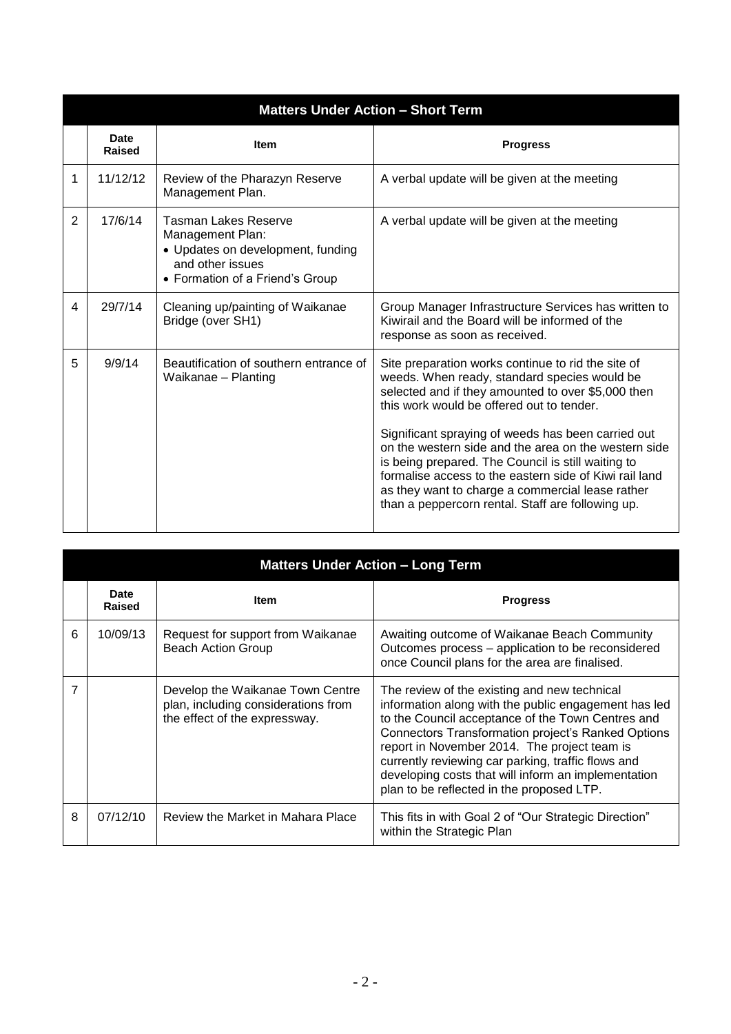| Matters Under Action – Short Term | | | |
|---|---|---|---|
| | **Date Raised** | **Item** | **Progress** |
| 1 | 11/12/12 | Review of the Pharazyn Reserve Management Plan. | A verbal update will be given at the meeting |
| 2 | 17/6/14 | Tasman Lakes Reserve Management Plan:<br>• Updates on development, funding and other issues<br>• Formation of a Friend's Group | A verbal update will be given at the meeting |
| 4 | 29/7/14 | Cleaning up/painting of Waikanae Bridge (over SH1) | Group Manager Infrastructure Services has written to Kiwirail and the Board will be informed of the response as soon as received. |
| 5 | 9/9/14 | Beautification of southern entrance of Waikanae – Planting | Site preparation works continue to rid the site of weeds. When ready, standard species would be selected and if they amounted to over $5,000 then this work would be offered out to tender.<br><br>Significant spraying of weeds has been carried out on the western side and the area on the western side is being prepared. The Council is still waiting to formalise access to the eastern side of Kiwi rail land as they want to charge a commercial lease rather than a peppercorn rental. Staff are following up. |

| Matters Under Action – Long Term | | | |
|---|---|---|---|
| | **Date Raised** | **Item** | **Progress** |
| 6 | 10/09/13 | Request for support from Waikanae Beach Action Group | Awaiting outcome of Waikanae Beach Community Outcomes process – application to be reconsidered once Council plans for the area are finalised. |
| 7 | | Develop the Waikanae Town Centre plan, including considerations from the effect of the expressway. | The review of the existing and new technical information along with the public engagement has led to the Council acceptance of the Town Centres and Connectors Transformation project's Ranked Options report in November 2014. The project team is currently reviewing car parking, traffic flows and developing costs that will inform an implementation plan to be reflected in the proposed LTP. |
| 8 | 07/12/10 | Review the Market in Mahara Place | This fits in with Goal 2 of "Our Strategic Direction" within the Strategic Plan |